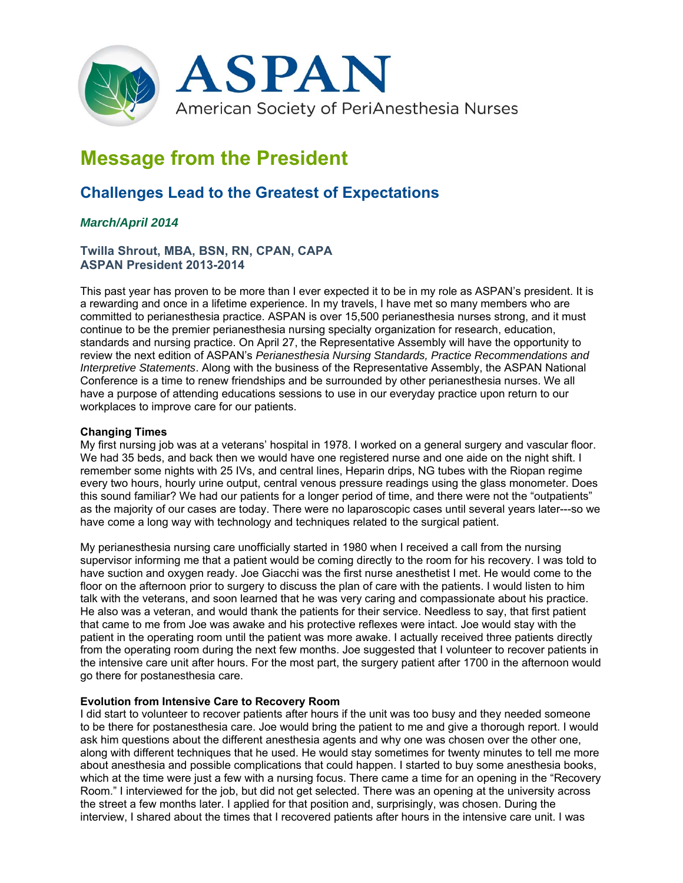ASPAN

American Society of PeriAnesthesia Nurses

# Message from the President

## Challenges Lead to the Greatest of Expectations

***March/April 2014***

**Twilla Shrout, MBA, BSN, RN, CPAN, CAPA**
**ASPAN President 2013-2014**

This past year has proven to be more than I ever expected it to be in my role as ASPAN's president. It is a rewarding and once in a lifetime experience. In my travels, I have met so many members who are committed to perianesthesia practice. ASPAN is over 15,500 perianesthesia nurses strong, and it must continue to be the premier perianesthesia nursing specialty organization for research, education, standards and nursing practice. On April 27, the Representative Assembly will have the opportunity to review the next edition of ASPAN's *Perianesthesia Nursing Standards, Practice Recommendations and Interpretive Statements*. Along with the business of the Representative Assembly, the ASPAN National Conference is a time to renew friendships and be surrounded by other perianesthesia nurses. We all have a purpose of attending educations sessions to use in our everyday practice upon return to our workplaces to improve care for our patients.

**Changing Times**

My first nursing job was at a veterans' hospital in 1978. I worked on a general surgery and vascular floor. We had 35 beds, and back then we would have one registered nurse and one aide on the night shift. I remember some nights with 25 IVs, and central lines, Heparin drips, NG tubes with the Riopan regime every two hours, hourly urine output, central venous pressure readings using the glass monometer. Does this sound familiar? We had our patients for a longer period of time, and there were not the "outpatients" as the majority of our cases are today. There were no laparoscopic cases until several years later---so we have come a long way with technology and techniques related to the surgical patient.

My perianesthesia nursing care unofficially started in 1980 when I received a call from the nursing supervisor informing me that a patient would be coming directly to the room for his recovery. I was told to have suction and oxygen ready. Joe Giacchi was the first nurse anesthetist I met. He would come to the floor on the afternoon prior to surgery to discuss the plan of care with the patients. I would listen to him talk with the veterans, and soon learned that he was very caring and compassionate about his practice. He also was a veteran, and would thank the patients for their service. Needless to say, that first patient that came to me from Joe was awake and his protective reflexes were intact. Joe would stay with the patient in the operating room until the patient was more awake. I actually received three patients directly from the operating room during the next few months. Joe suggested that I volunteer to recover patients in the intensive care unit after hours. For the most part, the surgery patient after 1700 in the afternoon would go there for postanesthesia care.

**Evolution from Intensive Care to Recovery Room**

I did start to volunteer to recover patients after hours if the unit was too busy and they needed someone to be there for postanesthesia care. Joe would bring the patient to me and give a thorough report. I would ask him questions about the different anesthesia agents and why one was chosen over the other one, along with different techniques that he used. He would stay sometimes for twenty minutes to tell me more about anesthesia and possible complications that could happen. I started to buy some anesthesia books, which at the time were just a few with a nursing focus. There came a time for an opening in the "Recovery Room." I interviewed for the job, but did not get selected. There was an opening at the university across the street a few months later. I applied for that position and, surprisingly, was chosen. During the interview, I shared about the times that I recovered patients after hours in the intensive care unit. I was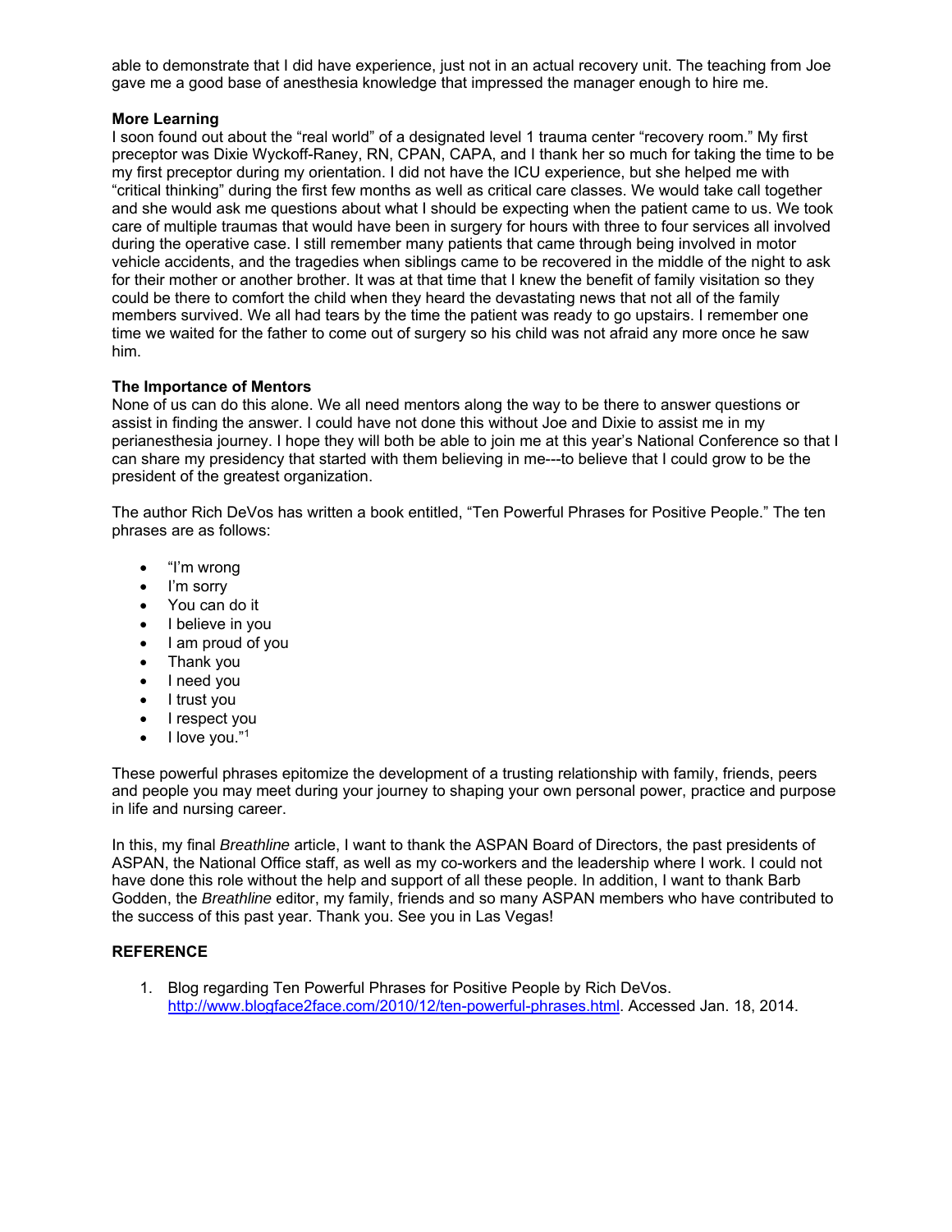able to demonstrate that I did have experience, just not in an actual recovery unit. The teaching from Joe gave me a good base of anesthesia knowledge that impressed the manager enough to hire me.

**More Learning**

I soon found out about the "real world" of a designated level 1 trauma center "recovery room." My first preceptor was Dixie Wyckoff-Raney, RN, CPAN, CAPA, and I thank her so much for taking the time to be my first preceptor during my orientation. I did not have the ICU experience, but she helped me with "critical thinking" during the first few months as well as critical care classes. We would take call together and she would ask me questions about what I should be expecting when the patient came to us. We took care of multiple traumas that would have been in surgery for hours with three to four services all involved during the operative case. I still remember many patients that came through being involved in motor vehicle accidents, and the tragedies when siblings came to be recovered in the middle of the night to ask for their mother or another brother. It was at that time that I knew the benefit of family visitation so they could be there to comfort the child when they heard the devastating news that not all of the family members survived. We all had tears by the time the patient was ready to go upstairs. I remember one time we waited for the father to come out of surgery so his child was not afraid any more once he saw him.

**The Importance of Mentors**

None of us can do this alone. We all need mentors along the way to be there to answer questions or assist in finding the answer. I could have not done this without Joe and Dixie to assist me in my perianesthesia journey. I hope they will both be able to join me at this year's National Conference so that I can share my presidency that started with them believing in me---to believe that I could grow to be the president of the greatest organization.

The author Rich DeVos has written a book entitled, "Ten Powerful Phrases for Positive People." The ten phrases are as follows:

- "I'm wrong
- I'm sorry
- You can do it
- I believe in you
- I am proud of you
- Thank you
- I need you
- I trust you
- I respect you
- I love you."[1]

These powerful phrases epitomize the development of a trusting relationship with family, friends, peers and people you may meet during your journey to shaping your own personal power, practice and purpose in life and nursing career.

In this, my final *Breathline* article, I want to thank the ASPAN Board of Directors, the past presidents of ASPAN, the National Office staff, as well as my co-workers and the leadership where I work. I could not have done this role without the help and support of all these people. In addition, I want to thank Barb Godden, the *Breathline* editor, my family, friends and so many ASPAN members who have contributed to the success of this past year. Thank you. See you in Las Vegas!

**REFERENCE**

1. Blog regarding Ten Powerful Phrases for Positive People by Rich DeVos. http://www.blogface2face.com/2010/12/ten-powerful-phrases.html. Accessed Jan. 18, 2014.